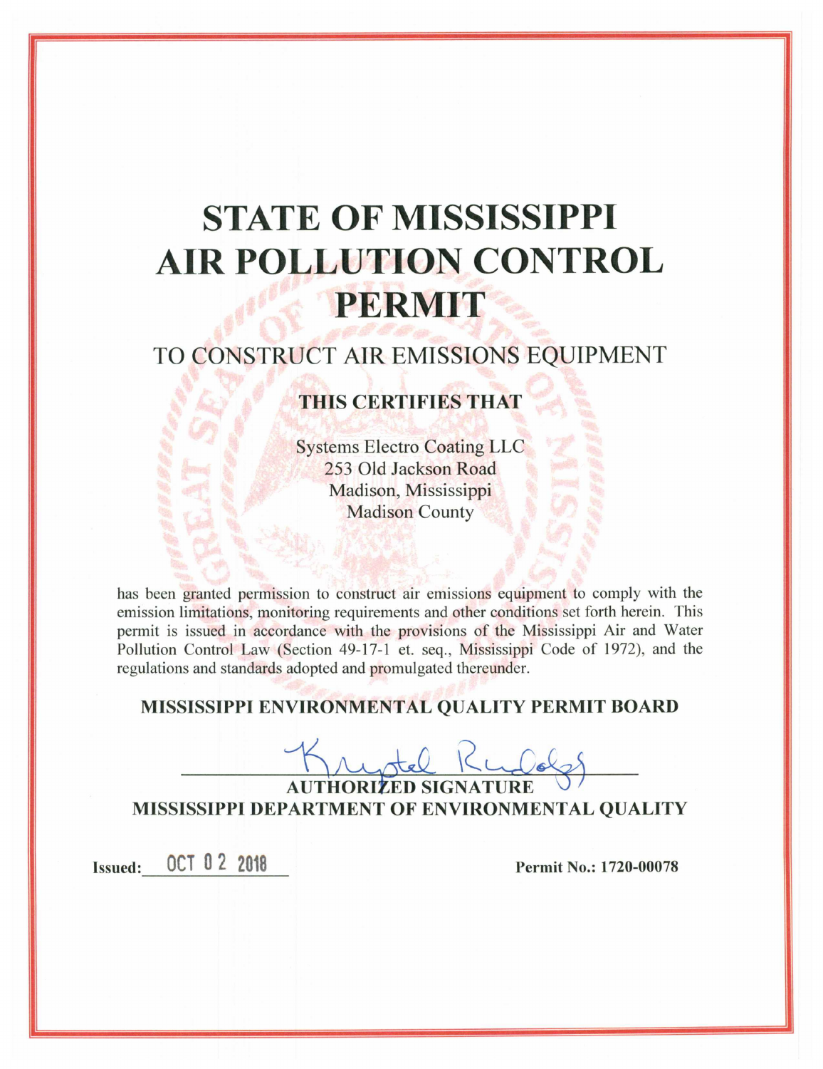# STATE OF MISSISSIPPI AIR POLLUTION CONTROL PERMIT

## TO CONSTRUCT AIR EMISSIONS EQUIPMENT

### THIS CERTIFIES THAT

Systems Electro Coating LLC
253 Old Jackson Road
Madison, Mississippi
Madison County

has been granted permission to construct air emissions equipment to comply with the emission limitations, monitoring requirements and other conditions set forth herein. This permit is issued in accordance with the provisions of the Mississippi Air and Water Pollution Control Law (Section 49-17-1 et. seq., Mississippi Code of 1972), and the regulations and standards adopted and promulgated thereunder.

**MISSISSIPPI ENVIRONMENTAL QUALITY PERMIT BOARD**

Krystal Rudolph

**AUTHORIZED SIGNATURE**
**MISSISSIPPI DEPARTMENT OF ENVIRONMENTAL QUALITY**

**Issued:** OCT 02 2018

**Permit No.: 1720-00078**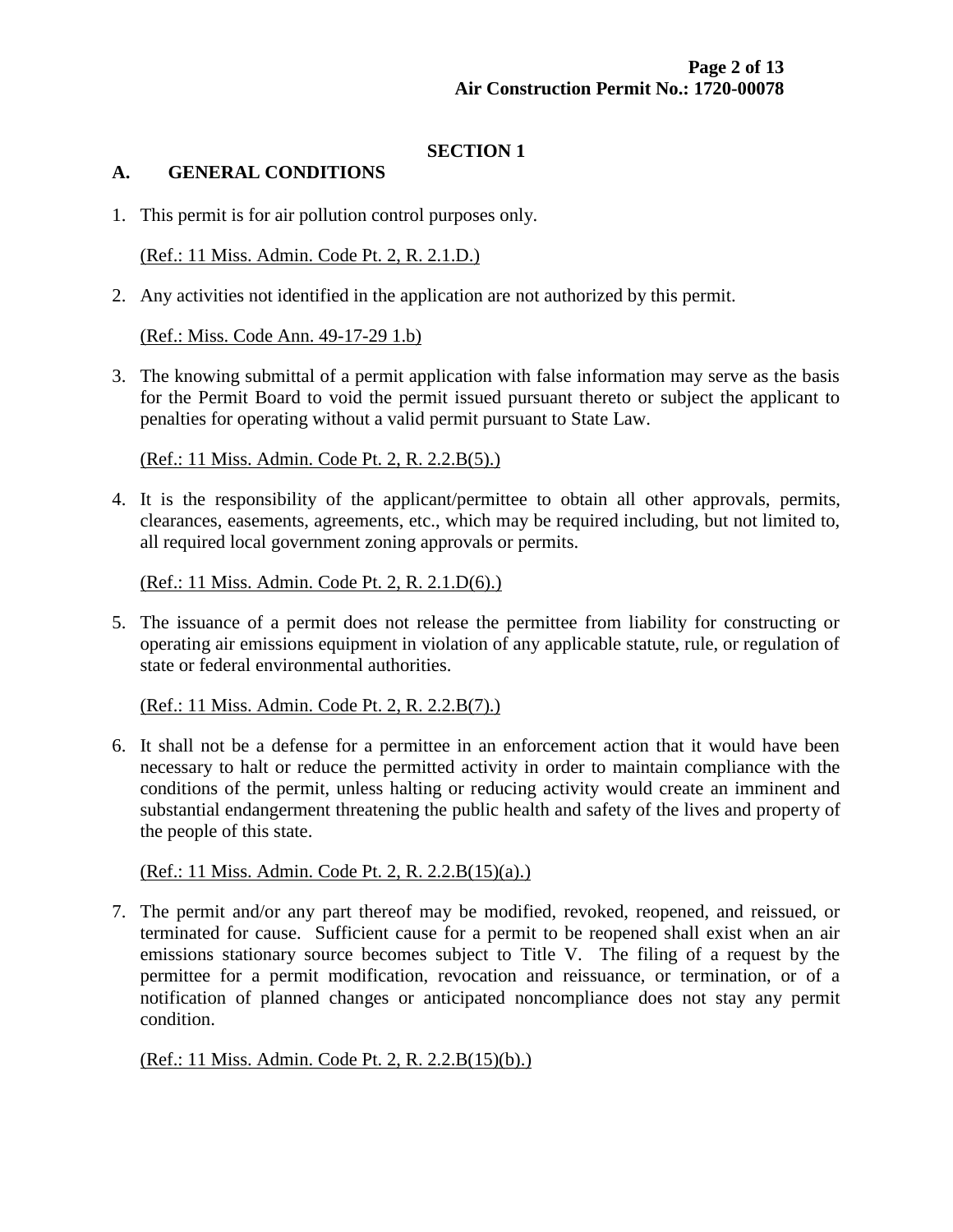## SECTION 1

### A. GENERAL CONDITIONS

1. This permit is for air pollution control purposes only.

   (Ref.: 11 Miss. Admin. Code Pt. 2, R. 2.1.D.)

2. Any activities not identified in the application are not authorized by this permit.

   (Ref.: Miss. Code Ann. 49-17-29 1.b)

3. The knowing submittal of a permit application with false information may serve as the basis for the Permit Board to void the permit issued pursuant thereto or subject the applicant to penalties for operating without a valid permit pursuant to State Law.

   (Ref.: 11 Miss. Admin. Code Pt. 2, R. 2.2.B(5).)

4. It is the responsibility of the applicant/permittee to obtain all other approvals, permits, clearances, easements, agreements, etc., which may be required including, but not limited to, all required local government zoning approvals or permits.

   (Ref.: 11 Miss. Admin. Code Pt. 2, R. 2.1.D(6).)

5. The issuance of a permit does not release the permittee from liability for constructing or operating air emissions equipment in violation of any applicable statute, rule, or regulation of state or federal environmental authorities.

   (Ref.: 11 Miss. Admin. Code Pt. 2, R. 2.2.B(7).)

6. It shall not be a defense for a permittee in an enforcement action that it would have been necessary to halt or reduce the permitted activity in order to maintain compliance with the conditions of the permit, unless halting or reducing activity would create an imminent and substantial endangerment threatening the public health and safety of the lives and property of the people of this state.

   (Ref.: 11 Miss. Admin. Code Pt. 2, R. 2.2.B(15)(a).)

7. The permit and/or any part thereof may be modified, revoked, reopened, and reissued, or terminated for cause. Sufficient cause for a permit to be reopened shall exist when an air emissions stationary source becomes subject to Title V. The filing of a request by the permittee for a permit modification, revocation and reissuance, or termination, or of a notification of planned changes or anticipated noncompliance does not stay any permit condition.

   (Ref.: 11 Miss. Admin. Code Pt. 2, R. 2.2.B(15)(b).)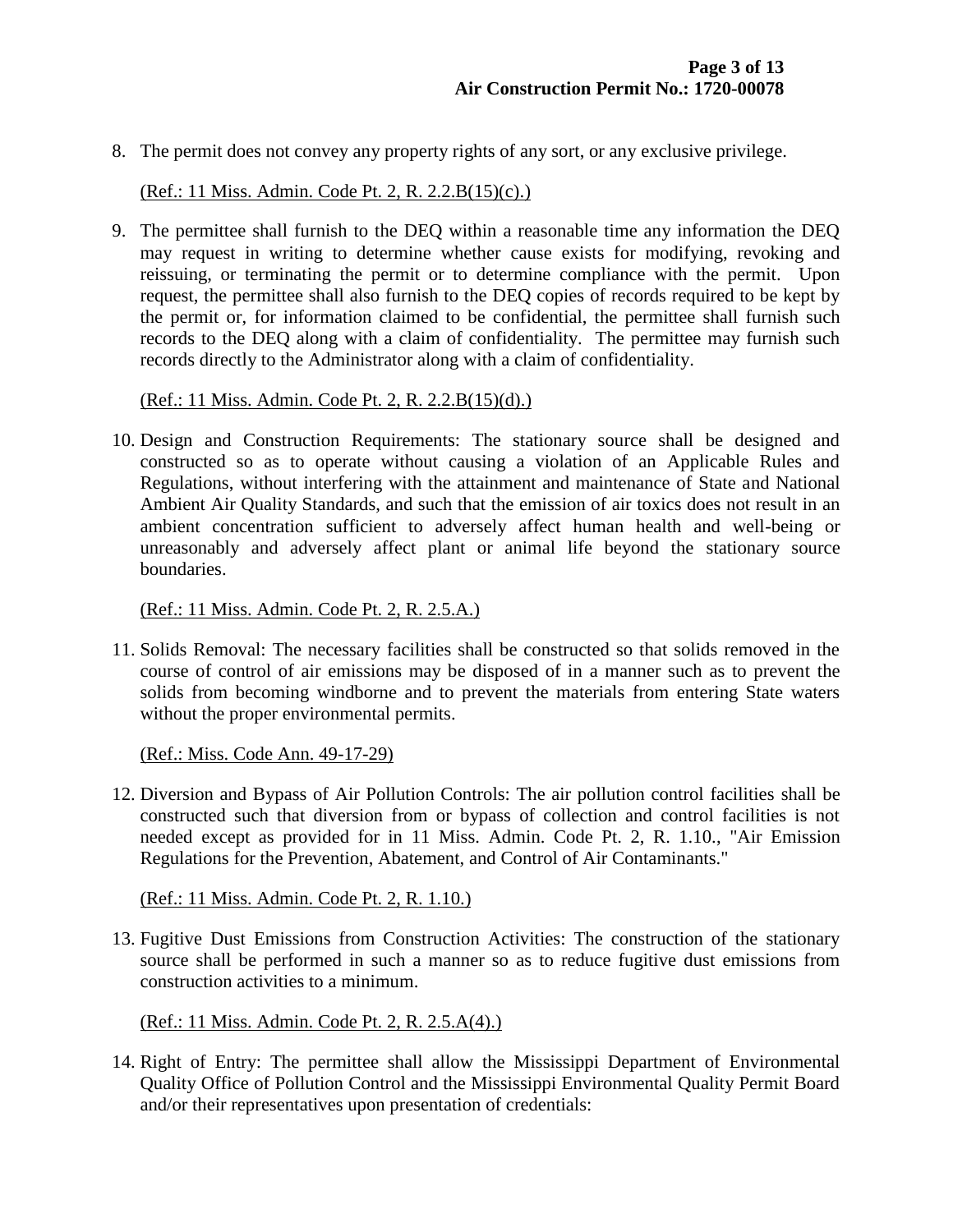8. The permit does not convey any property rights of any sort, or any exclusive privilege.

   (Ref.: 11 Miss. Admin. Code Pt. 2, R. 2.2.B(15)(c).)

9. The permittee shall furnish to the DEQ within a reasonable time any information the DEQ may request in writing to determine whether cause exists for modifying, revoking and reissuing, or terminating the permit or to determine compliance with the permit. Upon request, the permittee shall also furnish to the DEQ copies of records required to be kept by the permit or, for information claimed to be confidential, the permittee shall furnish such records to the DEQ along with a claim of confidentiality. The permittee may furnish such records directly to the Administrator along with a claim of confidentiality.

   (Ref.: 11 Miss. Admin. Code Pt. 2, R. 2.2.B(15)(d).)

10. Design and Construction Requirements: The stationary source shall be designed and constructed so as to operate without causing a violation of an Applicable Rules and Regulations, without interfering with the attainment and maintenance of State and National Ambient Air Quality Standards, and such that the emission of air toxics does not result in an ambient concentration sufficient to adversely affect human health and well-being or unreasonably and adversely affect plant or animal life beyond the stationary source boundaries.

    (Ref.: 11 Miss. Admin. Code Pt. 2, R. 2.5.A.)

11. Solids Removal: The necessary facilities shall be constructed so that solids removed in the course of control of air emissions may be disposed of in a manner such as to prevent the solids from becoming windborne and to prevent the materials from entering State waters without the proper environmental permits.

    (Ref.: Miss. Code Ann. 49-17-29)

12. Diversion and Bypass of Air Pollution Controls: The air pollution control facilities shall be constructed such that diversion from or bypass of collection and control facilities is not needed except as provided for in 11 Miss. Admin. Code Pt. 2, R. 1.10., "Air Emission Regulations for the Prevention, Abatement, and Control of Air Contaminants."

    (Ref.: 11 Miss. Admin. Code Pt. 2, R. 1.10.)

13. Fugitive Dust Emissions from Construction Activities: The construction of the stationary source shall be performed in such a manner so as to reduce fugitive dust emissions from construction activities to a minimum.

    (Ref.: 11 Miss. Admin. Code Pt. 2, R. 2.5.A(4).)

14. Right of Entry: The permittee shall allow the Mississippi Department of Environmental Quality Office of Pollution Control and the Mississippi Environmental Quality Permit Board and/or their representatives upon presentation of credentials: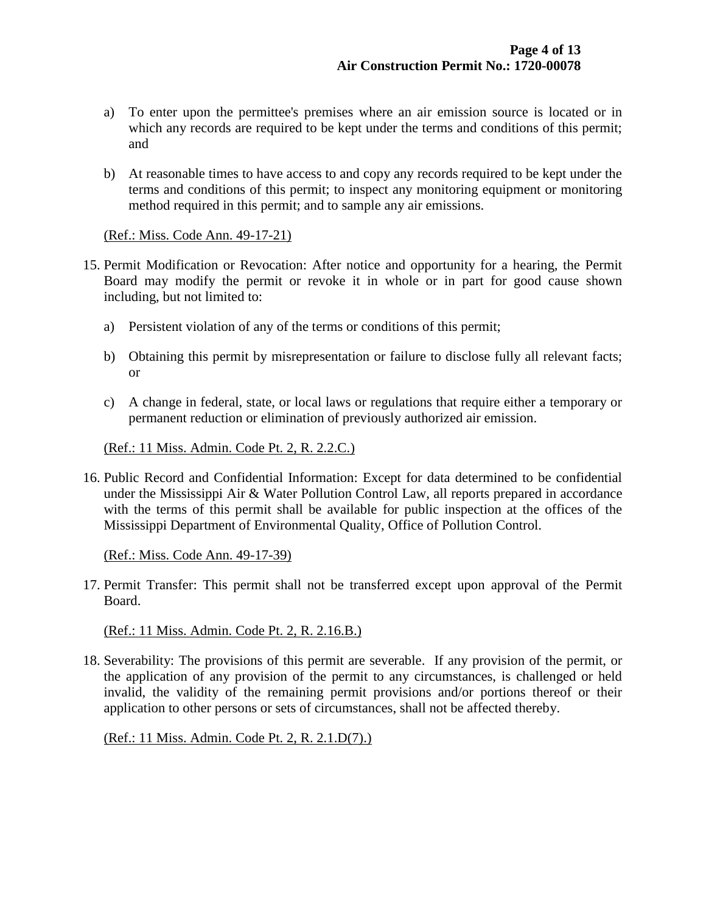a) To enter upon the permittee's premises where an air emission source is located or in which any records are required to be kept under the terms and conditions of this permit; and

b) At reasonable times to have access to and copy any records required to be kept under the terms and conditions of this permit; to inspect any monitoring equipment or monitoring method required in this permit; and to sample any air emissions.

(Ref.: Miss. Code Ann. 49-17-21)

15. Permit Modification or Revocation: After notice and opportunity for a hearing, the Permit Board may modify the permit or revoke it in whole or in part for good cause shown including, but not limited to:

    a) Persistent violation of any of the terms or conditions of this permit;

    b) Obtaining this permit by misrepresentation or failure to disclose fully all relevant facts; or

    c) A change in federal, state, or local laws or regulations that require either a temporary or permanent reduction or elimination of previously authorized air emission.

    (Ref.: 11 Miss. Admin. Code Pt. 2, R. 2.2.C.)

16. Public Record and Confidential Information: Except for data determined to be confidential under the Mississippi Air & Water Pollution Control Law, all reports prepared in accordance with the terms of this permit shall be available for public inspection at the offices of the Mississippi Department of Environmental Quality, Office of Pollution Control.

    (Ref.: Miss. Code Ann. 49-17-39)

17. Permit Transfer: This permit shall not be transferred except upon approval of the Permit Board.

    (Ref.: 11 Miss. Admin. Code Pt. 2, R. 2.16.B.)

18. Severability: The provisions of this permit are severable. If any provision of the permit, or the application of any provision of the permit to any circumstances, is challenged or held invalid, the validity of the remaining permit provisions and/or portions thereof or their application to other persons or sets of circumstances, shall not be affected thereby.

    (Ref.: 11 Miss. Admin. Code Pt. 2, R. 2.1.D(7).)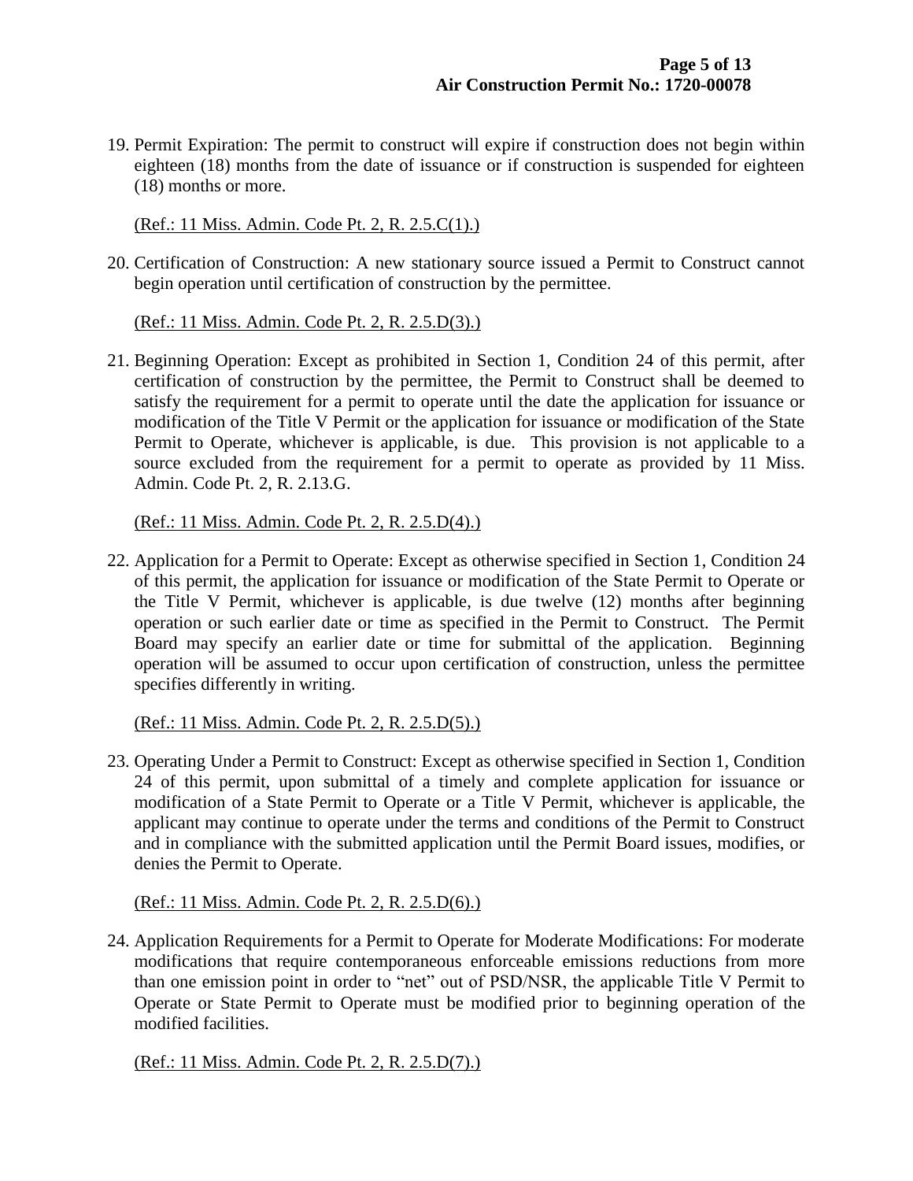19. Permit Expiration: The permit to construct will expire if construction does not begin within eighteen (18) months from the date of issuance or if construction is suspended for eighteen (18) months or more.

    (Ref.: 11 Miss. Admin. Code Pt. 2, R. 2.5.C(1).)

20. Certification of Construction: A new stationary source issued a Permit to Construct cannot begin operation until certification of construction by the permittee.

    (Ref.: 11 Miss. Admin. Code Pt. 2, R. 2.5.D(3).)

21. Beginning Operation: Except as prohibited in Section 1, Condition 24 of this permit, after certification of construction by the permittee, the Permit to Construct shall be deemed to satisfy the requirement for a permit to operate until the date the application for issuance or modification of the Title V Permit or the application for issuance or modification of the State Permit to Operate, whichever is applicable, is due. This provision is not applicable to a source excluded from the requirement for a permit to operate as provided by 11 Miss. Admin. Code Pt. 2, R. 2.13.G.

    (Ref.: 11 Miss. Admin. Code Pt. 2, R. 2.5.D(4).)

22. Application for a Permit to Operate: Except as otherwise specified in Section 1, Condition 24 of this permit, the application for issuance or modification of the State Permit to Operate or the Title V Permit, whichever is applicable, is due twelve (12) months after beginning operation or such earlier date or time as specified in the Permit to Construct. The Permit Board may specify an earlier date or time for submittal of the application. Beginning operation will be assumed to occur upon certification of construction, unless the permittee specifies differently in writing.

    (Ref.: 11 Miss. Admin. Code Pt. 2, R. 2.5.D(5).)

23. Operating Under a Permit to Construct: Except as otherwise specified in Section 1, Condition 24 of this permit, upon submittal of a timely and complete application for issuance or modification of a State Permit to Operate or a Title V Permit, whichever is applicable, the applicant may continue to operate under the terms and conditions of the Permit to Construct and in compliance with the submitted application until the Permit Board issues, modifies, or denies the Permit to Operate.

    (Ref.: 11 Miss. Admin. Code Pt. 2, R. 2.5.D(6).)

24. Application Requirements for a Permit to Operate for Moderate Modifications: For moderate modifications that require contemporaneous enforceable emissions reductions from more than one emission point in order to "net" out of PSD/NSR, the applicable Title V Permit to Operate or State Permit to Operate must be modified prior to beginning operation of the modified facilities.

    (Ref.: 11 Miss. Admin. Code Pt. 2, R. 2.5.D(7).)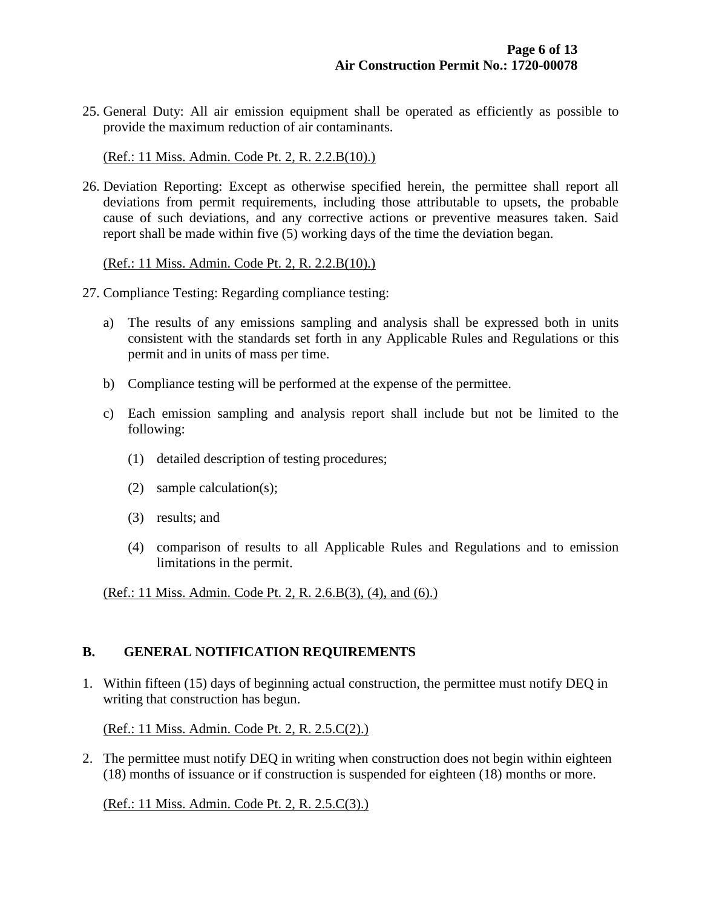25. General Duty: All air emission equipment shall be operated as efficiently as possible to provide the maximum reduction of air contaminants.

    (Ref.: 11 Miss. Admin. Code Pt. 2, R. 2.2.B(10).)

26. Deviation Reporting: Except as otherwise specified herein, the permittee shall report all deviations from permit requirements, including those attributable to upsets, the probable cause of such deviations, and any corrective actions or preventive measures taken. Said report shall be made within five (5) working days of the time the deviation began.

    (Ref.: 11 Miss. Admin. Code Pt. 2, R. 2.2.B(10).)

27. Compliance Testing: Regarding compliance testing:

    a) The results of any emissions sampling and analysis shall be expressed both in units consistent with the standards set forth in any Applicable Rules and Regulations or this permit and in units of mass per time.

    b) Compliance testing will be performed at the expense of the permittee.

    c) Each emission sampling and analysis report shall include but not be limited to the following:

       (1) detailed description of testing procedures;

       (2) sample calculation(s);

       (3) results; and

       (4) comparison of results to all Applicable Rules and Regulations and to emission limitations in the permit.

    (Ref.: 11 Miss. Admin. Code Pt. 2, R. 2.6.B(3), (4), and (6).)

## B. GENERAL NOTIFICATION REQUIREMENTS

1. Within fifteen (15) days of beginning actual construction, the permittee must notify DEQ in writing that construction has begun.

   (Ref.: 11 Miss. Admin. Code Pt. 2, R. 2.5.C(2).)

2. The permittee must notify DEQ in writing when construction does not begin within eighteen (18) months of issuance or if construction is suspended for eighteen (18) months or more.

   (Ref.: 11 Miss. Admin. Code Pt. 2, R. 2.5.C(3).)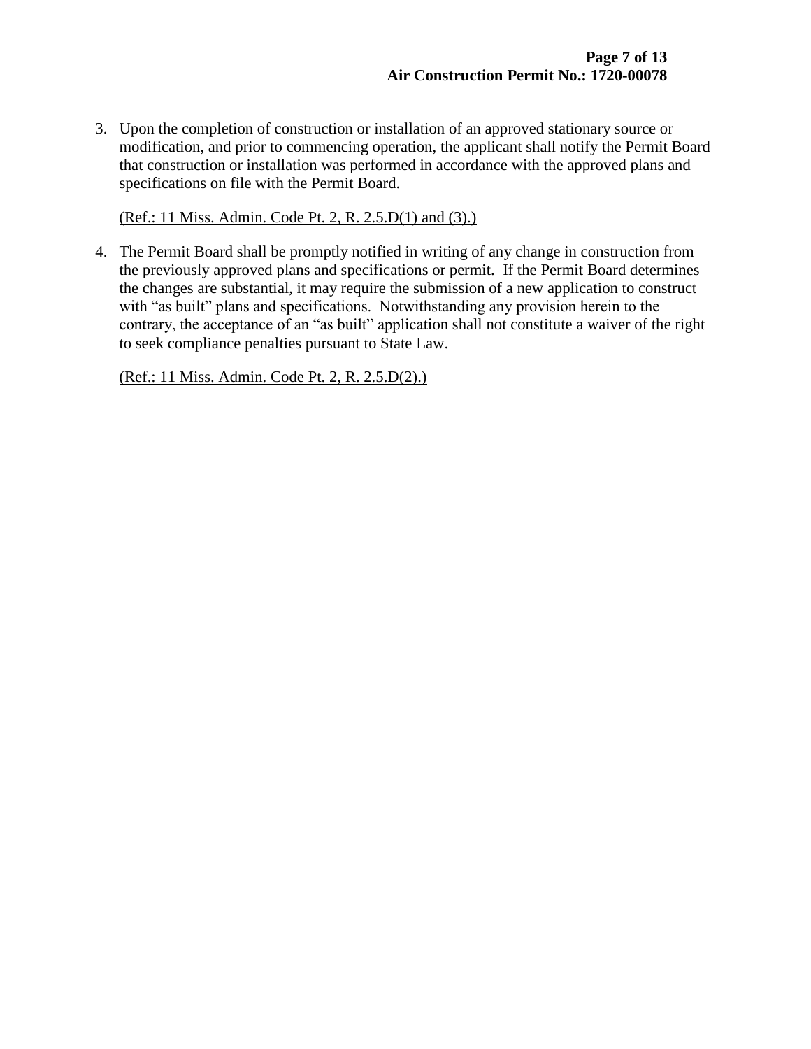3. Upon the completion of construction or installation of an approved stationary source or modification, and prior to commencing operation, the applicant shall notify the Permit Board that construction or installation was performed in accordance with the approved plans and specifications on file with the Permit Board.

   (Ref.: 11 Miss. Admin. Code Pt. 2, R. 2.5.D(1) and (3).)

4. The Permit Board shall be promptly notified in writing of any change in construction from the previously approved plans and specifications or permit. If the Permit Board determines the changes are substantial, it may require the submission of a new application to construct with "as built" plans and specifications. Notwithstanding any provision herein to the contrary, the acceptance of an "as built" application shall not constitute a waiver of the right to seek compliance penalties pursuant to State Law.

   (Ref.: 11 Miss. Admin. Code Pt. 2, R. 2.5.D(2).)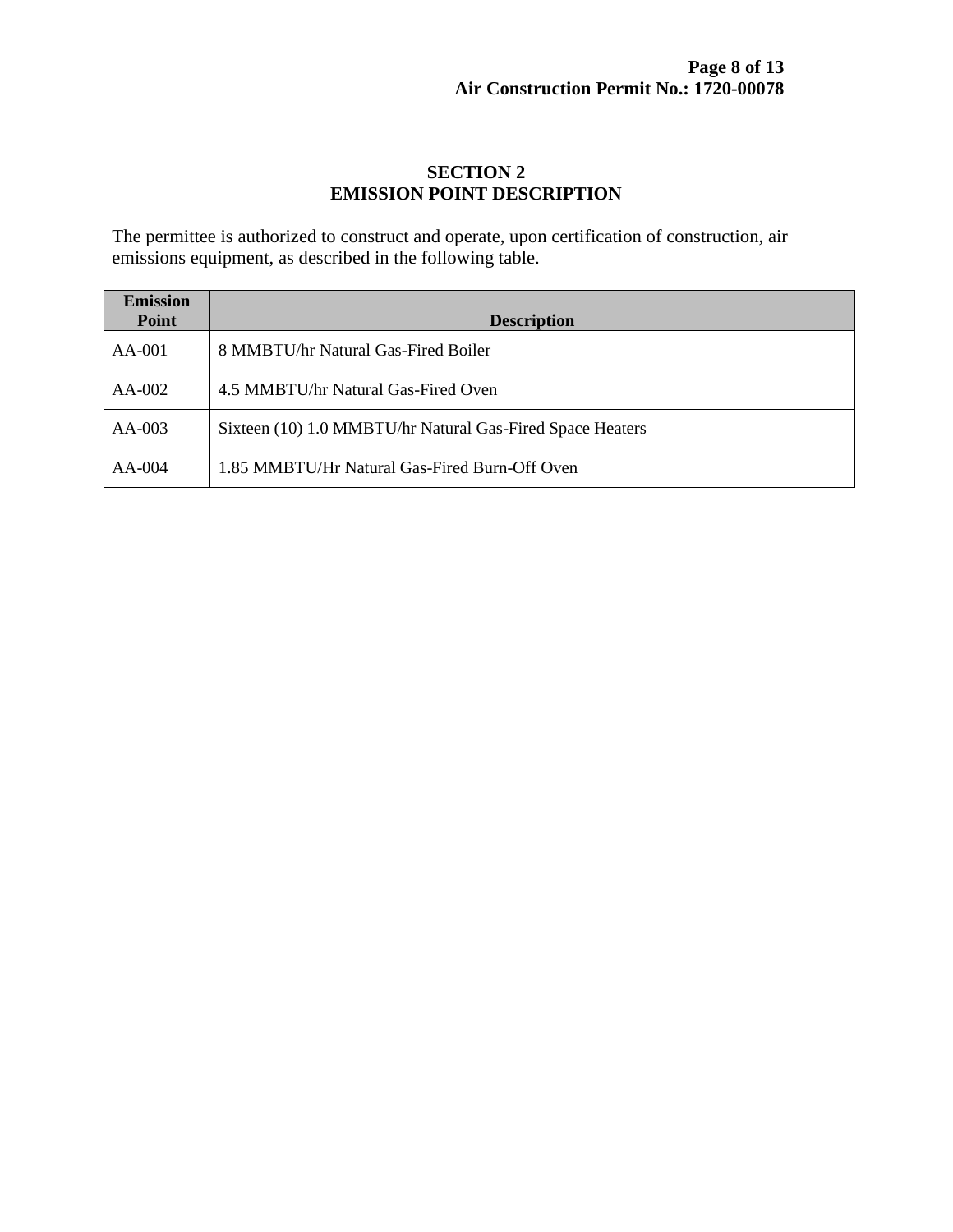# SECTION 2
# EMISSION POINT DESCRIPTION

The permittee is authorized to construct and operate, upon certification of construction, air emissions equipment, as described in the following table.

| Emission Point | Description |
|---|---|
| AA-001 | 8 MMBTU/hr Natural Gas-Fired Boiler |
| AA-002 | 4.5 MMBTU/hr Natural Gas-Fired Oven |
| AA-003 | Sixteen (10) 1.0 MMBTU/hr Natural Gas-Fired Space Heaters |
| AA-004 | 1.85 MMBTU/Hr Natural Gas-Fired Burn-Off Oven |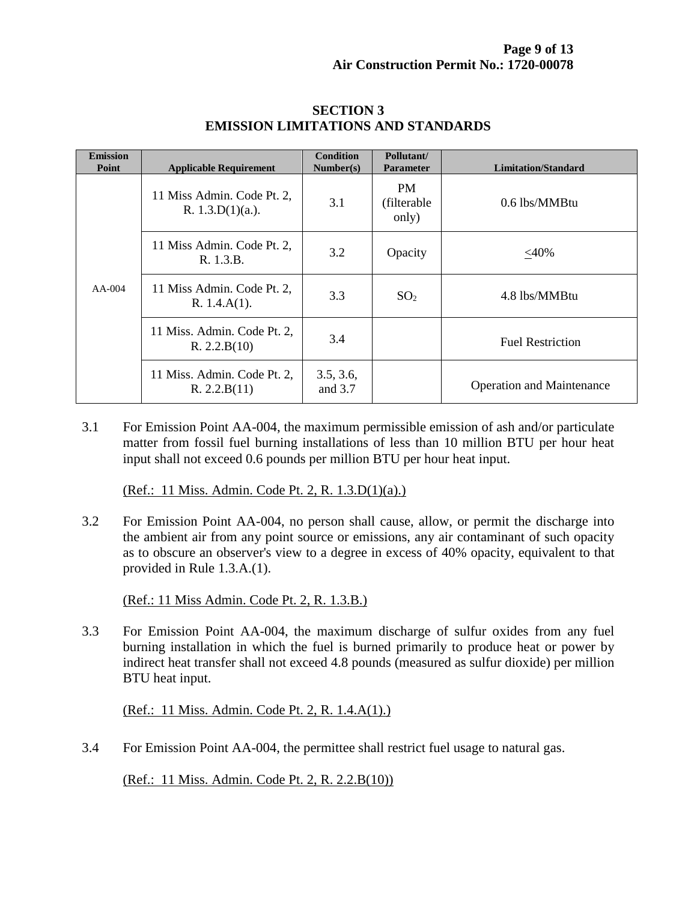## SECTION 3
## EMISSION LIMITATIONS AND STANDARDS

| Emission Point | Applicable Requirement | Condition Number(s) | Pollutant/ Parameter | Limitation/Standard |
|---|---|---|---|---|
| AA-004 | 11 Miss Admin. Code Pt. 2, R. 1.3.D(1)(a.). | 3.1 | PM (filterable only) | 0.6 lbs/MMBtu |
| | 11 Miss Admin. Code Pt. 2, R. 1.3.B. | 3.2 | Opacity | $\leq$40% |
| | 11 Miss Admin. Code Pt. 2, R. 1.4.A(1). | 3.3 | $SO_2$ | 4.8 lbs/MMBtu |
| | 11 Miss. Admin. Code Pt. 2, R. 2.2.B(10) | 3.4 | | Fuel Restriction |
| | 11 Miss. Admin. Code Pt. 2, R. 2.2.B(11) | 3.5, 3.6, and 3.7 | | Operation and Maintenance |

3.1 For Emission Point AA-004, the maximum permissible emission of ash and/or particulate matter from fossil fuel burning installations of less than 10 million BTU per hour heat input shall not exceed 0.6 pounds per million BTU per hour heat input.

(Ref.: 11 Miss. Admin. Code Pt. 2, R. 1.3.D(1)(a).)

3.2 For Emission Point AA-004, no person shall cause, allow, or permit the discharge into the ambient air from any point source or emissions, any air contaminant of such opacity as to obscure an observer's view to a degree in excess of 40% opacity, equivalent to that provided in Rule 1.3.A.(1).

(Ref.: 11 Miss Admin. Code Pt. 2, R. 1.3.B.)

3.3 For Emission Point AA-004, the maximum discharge of sulfur oxides from any fuel burning installation in which the fuel is burned primarily to produce heat or power by indirect heat transfer shall not exceed 4.8 pounds (measured as sulfur dioxide) per million BTU heat input.

(Ref.: 11 Miss. Admin. Code Pt. 2, R. 1.4.A(1).)

3.4 For Emission Point AA-004, the permittee shall restrict fuel usage to natural gas.

(Ref.: 11 Miss. Admin. Code Pt. 2, R. 2.2.B(10))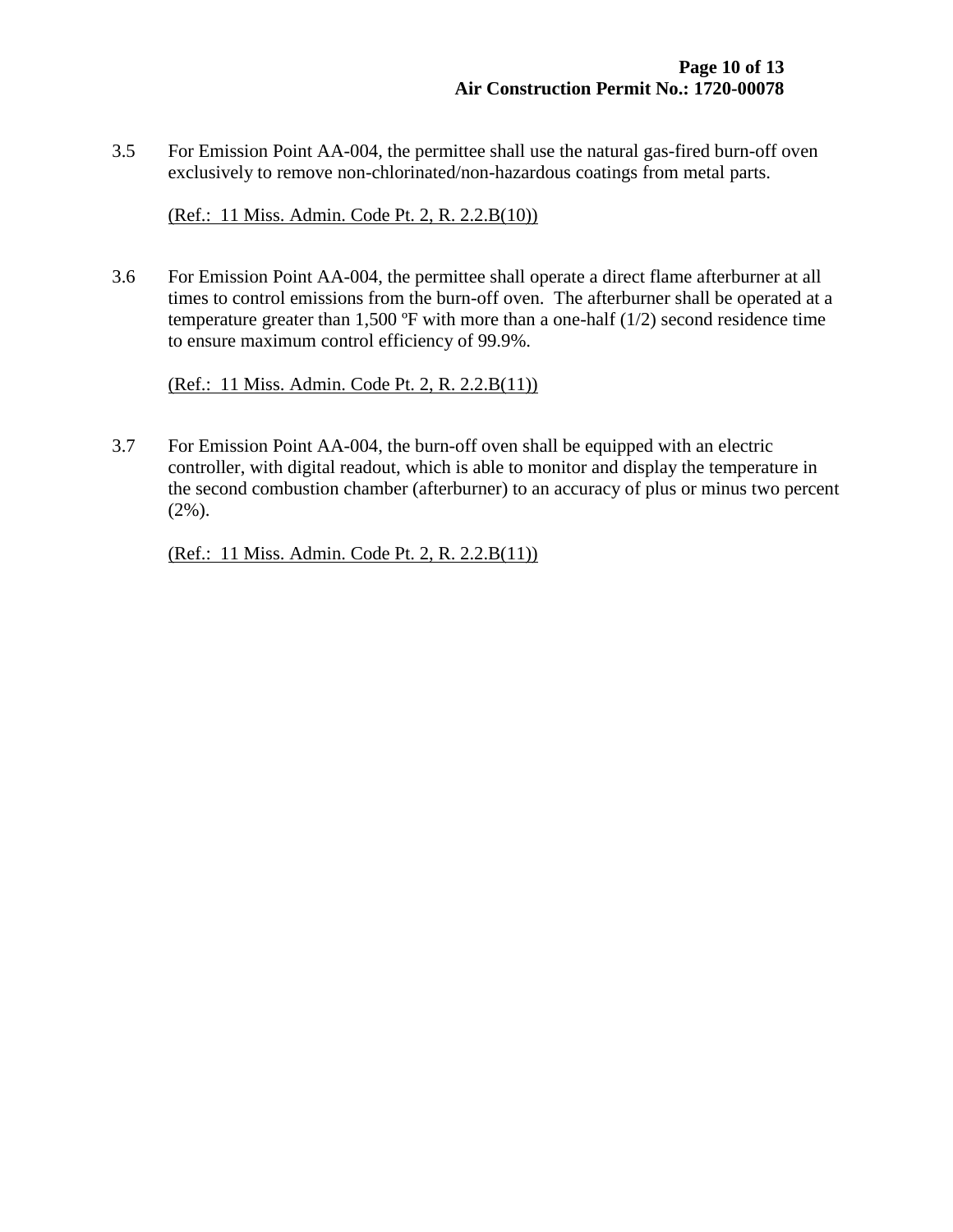3.5 For Emission Point AA-004, the permittee shall use the natural gas-fired burn-off oven exclusively to remove non-chlorinated/non-hazardous coatings from metal parts.

(Ref.: 11 Miss. Admin. Code Pt. 2, R. 2.2.B(10))

3.6 For Emission Point AA-004, the permittee shall operate a direct flame afterburner at all times to control emissions from the burn-off oven. The afterburner shall be operated at a temperature greater than 1,500 ºF with more than a one-half (1/2) second residence time to ensure maximum control efficiency of 99.9%.

(Ref.: 11 Miss. Admin. Code Pt. 2, R. 2.2.B(11))

3.7 For Emission Point AA-004, the burn-off oven shall be equipped with an electric controller, with digital readout, which is able to monitor and display the temperature in the second combustion chamber (afterburner) to an accuracy of plus or minus two percent (2%).

(Ref.: 11 Miss. Admin. Code Pt. 2, R. 2.2.B(11))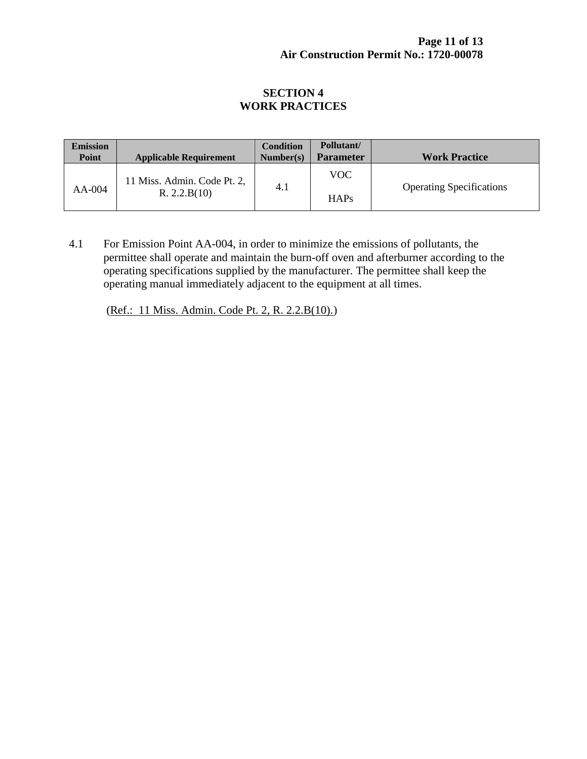# SECTION 4
# WORK PRACTICES

| Emission Point | Applicable Requirement | Condition Number(s) | Pollutant/ Parameter | Work Practice |
|---|---|---|---|---|
| AA-004 | 11 Miss. Admin. Code Pt. 2, R. 2.2.B(10) | 4.1 | VOC<br><br>HAPs | Operating Specifications |

4.1 For Emission Point AA-004, in order to minimize the emissions of pollutants, the permittee shall operate and maintain the burn-off oven and afterburner according to the operating specifications supplied by the manufacturer. The permittee shall keep the operating manual immediately adjacent to the equipment at all times.

(Ref.: 11 Miss. Admin. Code Pt. 2, R. 2.2.B(10).)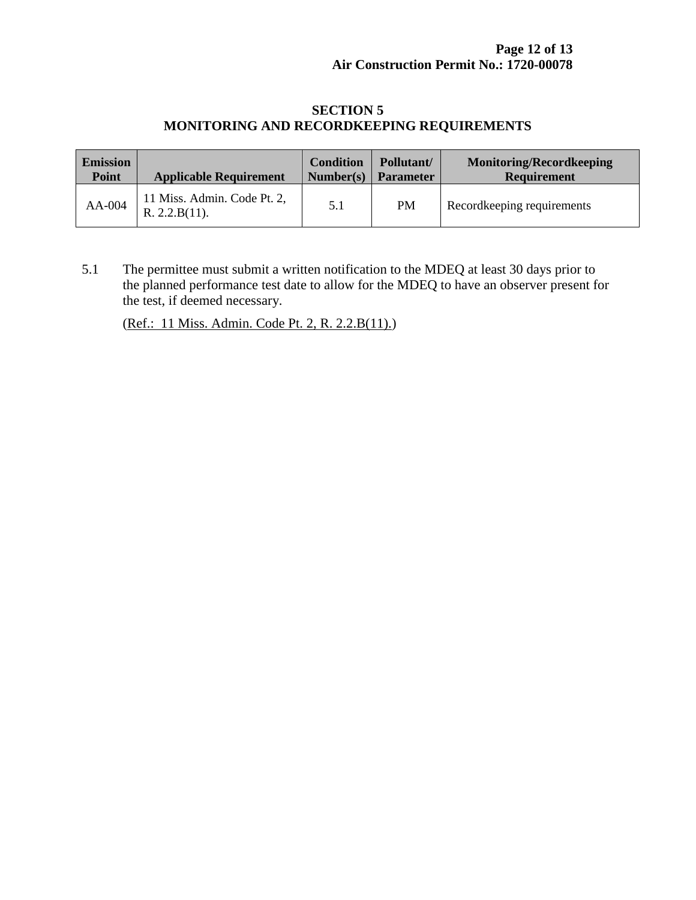## SECTION 5
## MONITORING AND RECORDKEEPING REQUIREMENTS

| Emission Point | Applicable Requirement | Condition Number(s) | Pollutant/ Parameter | Monitoring/Recordkeeping Requirement |
|---|---|---|---|---|
| AA-004 | 11 Miss. Admin. Code Pt. 2, R. 2.2.B(11). | 5.1 | PM | Recordkeeping requirements |

5.1 The permittee must submit a written notification to the MDEQ at least 30 days prior to the planned performance test date to allow for the MDEQ to have an observer present for the test, if deemed necessary.

(Ref.: 11 Miss. Admin. Code Pt. 2, R. 2.2.B(11).)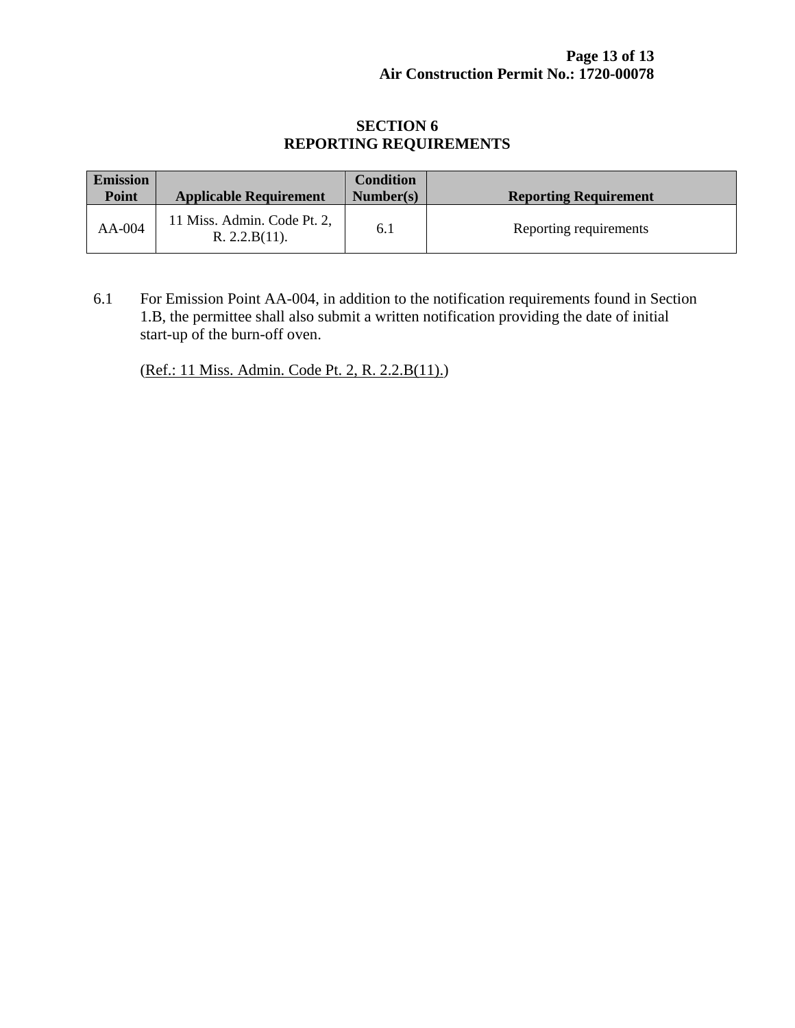## SECTION 6
## REPORTING REQUIREMENTS

| Emission Point | Applicable Requirement | Condition Number(s) | Reporting Requirement |
|---|---|---|---|
| AA-004 | 11 Miss. Admin. Code Pt. 2, R. 2.2.B(11). | 6.1 | Reporting requirements |

6.1 For Emission Point AA-004, in addition to the notification requirements found in Section 1.B, the permittee shall also submit a written notification providing the date of initial start-up of the burn-off oven.

(Ref.: 11 Miss. Admin. Code Pt. 2, R. 2.2.B(11).)